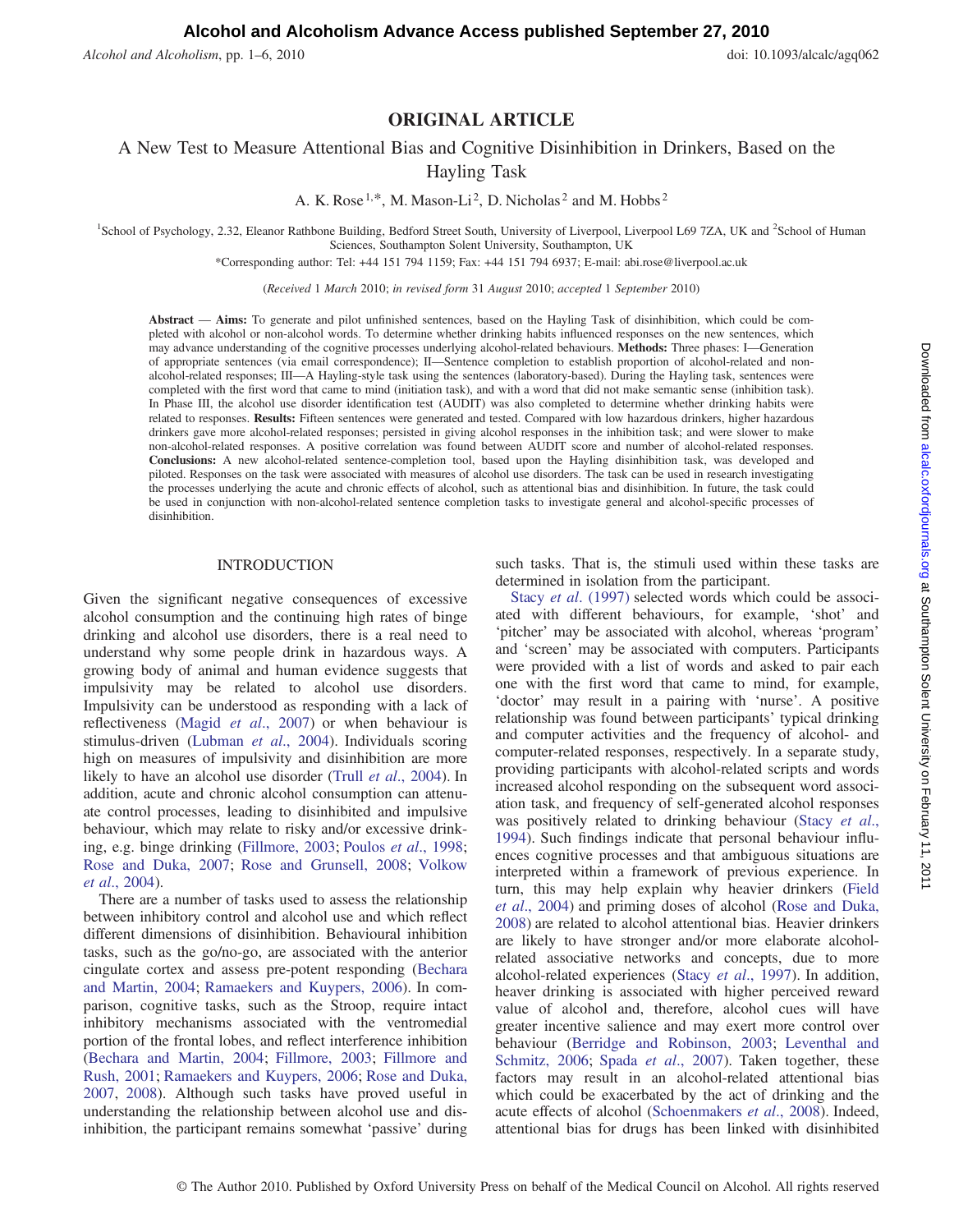# ORIGINAL ARTICLE

## A New Test to Measure Attentional Bias and Cognitive Disinhibition in Drinkers, Based on the Hayling Task

A. K. Rose[1,*], M. Mason-Li[2], D. Nicholas[2] and M. Hobbs[2]

[1]School of Psychology, 2.32, Eleanor Rathbone Building, Bedford Street South, University of Liverpool, Liverpool L69 7ZA, UK and [2]School of Human Sciences, Southampton Solent University, Southampton, UK

*Corresponding author: Tel: +44 151 794 1159; Fax: +44 151 794 6937; E-mail: abi.rose@liverpool.ac.uk

(*Received* 1 March 2010; *in revised form* 31 August 2010; *accepted* 1 September 2010)

**Abstract** — **Aims:** To generate and pilot unfinished sentences, based on the Hayling Task of disinhibition, which could be completed with alcohol or non-alcohol words. To determine whether drinking habits influenced responses on the new sentences, which may advance understanding of the cognitive processes underlying alcohol-related behaviours. **Methods:** Three phases: I—Generation of appropriate sentences (via email correspondence); II—Sentence completion to establish proportion of alcohol-related and non-alcohol-related responses; III—A Hayling-style task using the sentences (laboratory-based). During the Hayling task, sentences were completed with the first word that came to mind (initiation task), and with a word that did not make semantic sense (inhibition task). In Phase III, the alcohol use disorder identification test (AUDIT) was also completed to determine whether drinking habits were related to responses. **Results:** Fifteen sentences were generated and tested. Compared with low hazardous drinkers, higher hazardous drinkers gave more alcohol-related responses; persisted in giving alcohol responses in the inhibition task; and were slower to make non-alcohol-related responses. A positive correlation was found between AUDIT score and number of alcohol-related responses. **Conclusions:** A new alcohol-related sentence-completion tool, based upon the Hayling disinhibition task, was developed and piloted. Responses on the task were associated with measures of alcohol use disorders. The task can be used in research investigating the processes underlying the acute and chronic effects of alcohol, such as attentional bias and disinhibition. In future, the task could be used in conjunction with non-alcohol-related sentence completion tasks to investigate general and alcohol-specific processes of disinhibition.

## INTRODUCTION

Given the significant negative consequences of excessive alcohol consumption and the continuing high rates of binge drinking and alcohol use disorders, there is a real need to understand why some people drink in hazardous ways. A growing body of animal and human evidence suggests that impulsivity may be related to alcohol use disorders. Impulsivity can be understood as responding with a lack of reflectiveness (Magid *et al*., 2007) or when behaviour is stimulus-driven (Lubman *et al*., 2004). Individuals scoring high on measures of impulsivity and disinhibition are more likely to have an alcohol use disorder (Trull *et al*., 2004). In addition, acute and chronic alcohol consumption can attenuate control processes, leading to disinhibited and impulsive behaviour, which may relate to risky and/or excessive drinking, e.g. binge drinking (Fillmore, 2003; Poulos *et al*., 1998; Rose and Duka, 2007; Rose and Grunsell, 2008; Volkow *et al*., 2004).

There are a number of tasks used to assess the relationship between inhibitory control and alcohol use and which reflect different dimensions of disinhibition. Behavioural inhibition tasks, such as the go/no-go, are associated with the anterior cingulate cortex and assess pre-potent responding (Bechara and Martin, 2004; Ramaekers and Kuypers, 2006). In comparison, cognitive tasks, such as the Stroop, require intact inhibitory mechanisms associated with the ventromedial portion of the frontal lobes, and reflect interference inhibition (Bechara and Martin, 2004; Fillmore, 2003; Fillmore and Rush, 2001; Ramaekers and Kuypers, 2006; Rose and Duka, 2007, 2008). Although such tasks have proved useful in understanding the relationship between alcohol use and disinhibition, the participant remains somewhat 'passive' during such tasks. That is, the stimuli used within these tasks are determined in isolation from the participant.

Stacy *et al*. (1997) selected words which could be associated with different behaviours, for example, 'shot' and 'pitcher' may be associated with alcohol, whereas 'program' and 'screen' may be associated with computers. Participants were provided with a list of words and asked to pair each one with the first word that came to mind, for example, 'doctor' may result in a pairing with 'nurse'. A positive relationship was found between participants' typical drinking and computer activities and the frequency of alcohol- and computer-related responses, respectively. In a separate study, providing participants with alcohol-related scripts and words increased alcohol responding on the subsequent word association task, and frequency of self-generated alcohol responses was positively related to drinking behaviour (Stacy *et al*., 1994). Such findings indicate that personal behaviour influences cognitive processes and that ambiguous situations are interpreted within a framework of previous experience. In turn, this may help explain why heavier drinkers (Field *et al*., 2004) and priming doses of alcohol (Rose and Duka, 2008) are related to alcohol attentional bias. Heavier drinkers are likely to have stronger and/or more elaborate alcohol-related associative networks and concepts, due to more alcohol-related experiences (Stacy *et al*., 1997). In addition, heaver drinking is associated with higher perceived reward value of alcohol and, therefore, alcohol cues will have greater incentive salience and may exert more control over behaviour (Berridge and Robinson, 2003; Leventhal and Schmitz, 2006; Spada *et al*., 2007). Taken together, these factors may result in an alcohol-related attentional bias which could be exacerbated by the act of drinking and the acute effects of alcohol (Schoenmakers *et al*., 2008). Indeed, attentional bias for drugs has been linked with disinhibited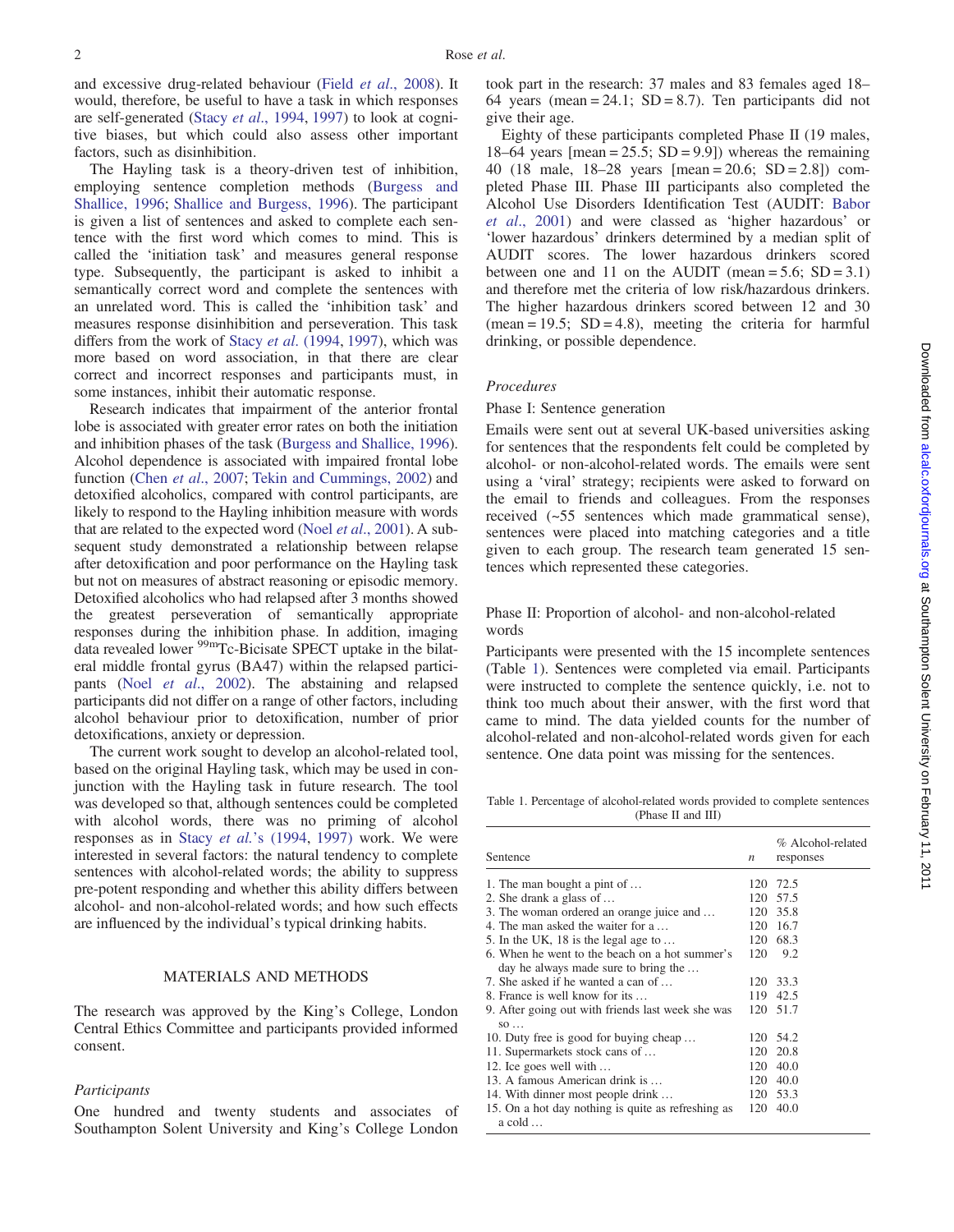and excessive drug-related behaviour (Field *et al*., 2008). It would, therefore, be useful to have a task in which responses are self-generated (Stacy *et al*., 1994, 1997) to look at cognitive biases, but which could also assess other important factors, such as disinhibition.

The Hayling task is a theory-driven test of inhibition, employing sentence completion methods (Burgess and Shallice, 1996; Shallice and Burgess, 1996). The participant is given a list of sentences and asked to complete each sentence with the first word which comes to mind. This is called the 'initiation task' and measures general response type. Subsequently, the participant is asked to inhibit a semantically correct word and complete the sentences with an unrelated word. This is called the 'inhibition task' and measures response disinhibition and perseveration. This task differs from the work of Stacy *et al*. (1994, 1997), which was more based on word association, in that there are clear correct and incorrect responses and participants must, in some instances, inhibit their automatic response.

Research indicates that impairment of the anterior frontal lobe is associated with greater error rates on both the initiation and inhibition phases of the task (Burgess and Shallice, 1996). Alcohol dependence is associated with impaired frontal lobe function (Chen *et al*., 2007; Tekin and Cummings, 2002) and detoxified alcoholics, compared with control participants, are likely to respond to the Hayling inhibition measure with words that are related to the expected word (Noel *et al*., 2001). A subsequent study demonstrated a relationship between relapse after detoxification and poor performance on the Hayling task but not on measures of abstract reasoning or episodic memory. Detoxified alcoholics who had relapsed after 3 months showed the greatest perseveration of semantically appropriate responses during the inhibition phase. In addition, imaging data revealed lower $^{99m}$Tc-Bicisate SPECT uptake in the bilateral middle frontal gyrus (BA47) within the relapsed participants (Noel *et al*., 2002). The abstaining and relapsed participants did not differ on a range of other factors, including alcohol behaviour prior to detoxification, number of prior detoxifications, anxiety or depression.

The current work sought to develop an alcohol-related tool, based on the original Hayling task, which may be used in conjunction with the Hayling task in future research. The tool was developed so that, although sentences could be completed with alcohol words, there was no priming of alcohol responses as in Stacy *et al*.'s (1994, 1997) work. We were interested in several factors: the natural tendency to complete sentences with alcohol-related words; the ability to suppress pre-potent responding and whether this ability differs between alcohol- and non-alcohol-related words; and how such effects are influenced by the individual's typical drinking habits.

## MATERIALS AND METHODS

The research was approved by the King's College, London Central Ethics Committee and participants provided informed consent.

### *Participants*

One hundred and twenty students and associates of Southampton Solent University and King's College London took part in the research: 37 males and 83 females aged 18–64 years (mean = 24.1; SD = 8.7). Ten participants did not give their age.

Eighty of these participants completed Phase II (19 males, 18–64 years [mean = 25.5; SD = 9.9]) whereas the remaining 40 (18 male, 18–28 years [mean = 20.6; SD = 2.8]) completed Phase III. Phase III participants also completed the Alcohol Use Disorders Identification Test (AUDIT: Babor *et al*., 2001) and were classed as 'higher hazardous' or 'lower hazardous' drinkers determined by a median split of AUDIT scores. The lower hazardous drinkers scored between one and 11 on the AUDIT (mean = 5.6; SD = 3.1) and therefore met the criteria of low risk/hazardous drinkers. The higher hazardous drinkers scored between 12 and 30 (mean = 19.5; SD = 4.8), meeting the criteria for harmful drinking, or possible dependence.

### *Procedures*

#### Phase I: Sentence generation

Emails were sent out at several UK-based universities asking for sentences that the respondents felt could be completed by alcohol- or non-alcohol-related words. The emails were sent using a 'viral' strategy; recipients were asked to forward on the email to friends and colleagues. From the responses received (~55 sentences which made grammatical sense), sentences were placed into matching categories and a title given to each group. The research team generated 15 sentences which represented these categories.

#### Phase II: Proportion of alcohol- and non-alcohol-related words

Participants were presented with the 15 incomplete sentences (Table 1). Sentences were completed via email. Participants were instructed to complete the sentence quickly, i.e. not to think too much about their answer, with the first word that came to mind. The data yielded counts for the number of alcohol-related and non-alcohol-related words given for each sentence. One data point was missing for the sentences.

Table 1. Percentage of alcohol-related words provided to complete sentences (Phase II and III)

| Sentence | *n* | % Alcohol-related responses |
|---|---|---|
| 1. The man bought a pint of … | 120 | 72.5 |
| 2. She drank a glass of … | 120 | 57.5 |
| 3. The woman ordered an orange juice and … | 120 | 35.8 |
| 4. The man asked the waiter for a … | 120 | 16.7 |
| 5. In the UK, 18 is the legal age to … | 120 | 68.3 |
| 6. When he went to the beach on a hot summer's day he always made sure to bring the … | 120 | 9.2 |
| 7. She asked if he wanted a can of … | 120 | 33.3 |
| 8. France is well know for its … | 119 | 42.5 |
| 9. After going out with friends last week she was so … | 120 | 51.7 |
| 10. Duty free is good for buying cheap … | 120 | 54.2 |
| 11. Supermarkets stock cans of … | 120 | 20.8 |
| 12. Ice goes well with … | 120 | 40.0 |
| 13. A famous American drink is … | 120 | 40.0 |
| 14. With dinner most people drink … | 120 | 53.3 |
| 15. On a hot day nothing is quite as refreshing as a cold … | 120 | 40.0 |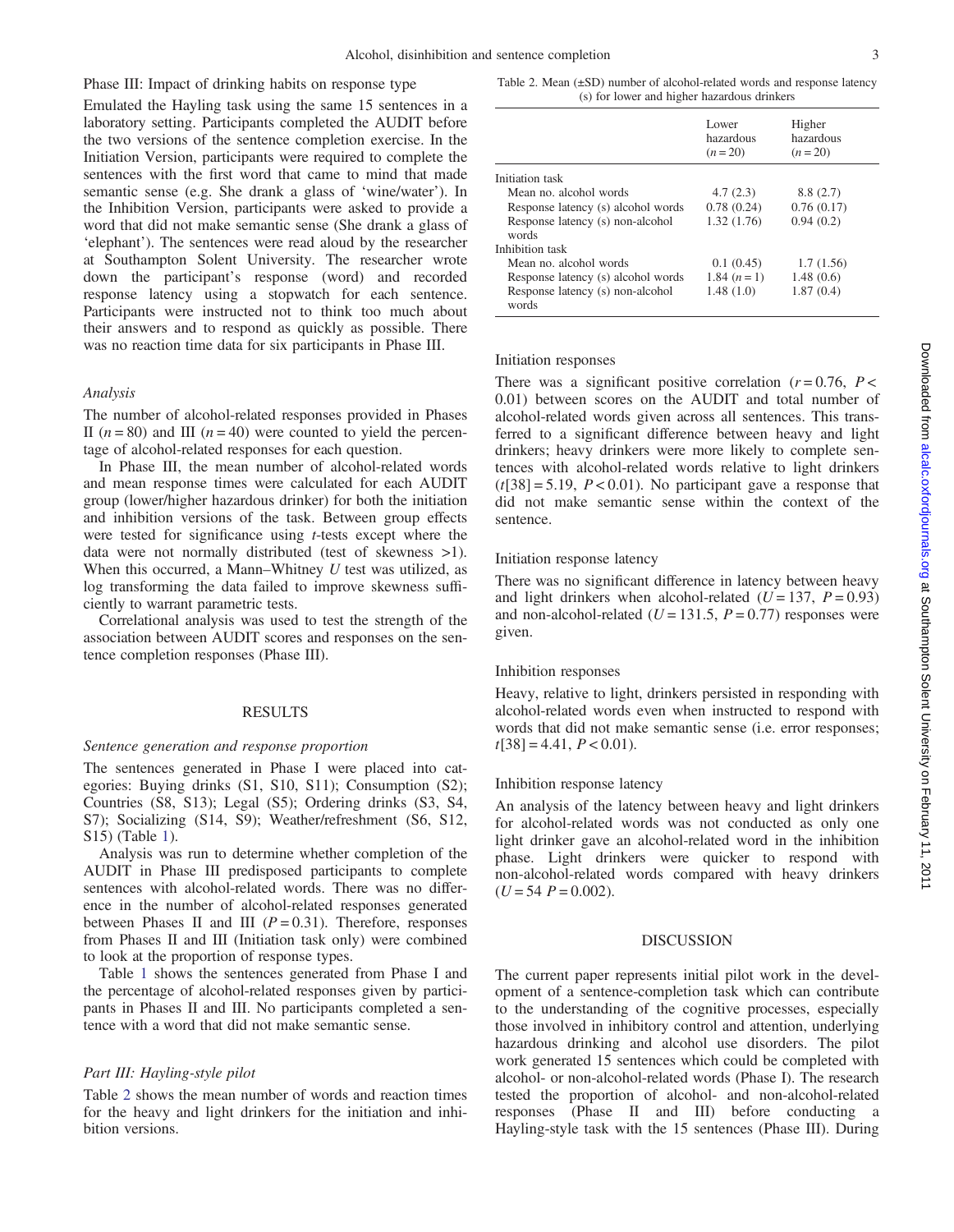Phase III: Impact of drinking habits on response type

Emulated the Hayling task using the same 15 sentences in a laboratory setting. Participants completed the AUDIT before the two versions of the sentence completion exercise. In the Initiation Version, participants were required to complete the sentences with the first word that came to mind that made semantic sense (e.g. She drank a glass of 'wine/water'). In the Inhibition Version, participants were asked to provide a word that did not make semantic sense (She drank a glass of 'elephant'). The sentences were read aloud by the researcher at Southampton Solent University. The researcher wrote down the participant's response (word) and recorded response latency using a stopwatch for each sentence. Participants were instructed not to think too much about their answers and to respond as quickly as possible. There was no reaction time data for six participants in Phase III.

### *Analysis*

The number of alcohol-related responses provided in Phases II ($n = 80$) and III ($n = 40$) were counted to yield the percentage of alcohol-related responses for each question.

In Phase III, the mean number of alcohol-related words and mean response times were calculated for each AUDIT group (lower/higher hazardous drinker) for both the initiation and inhibition versions of the task. Between group effects were tested for significance using *t*-tests except where the data were not normally distributed (test of skewness >1). When this occurred, a Mann–Whitney *U* test was utilized, as log transforming the data failed to improve skewness sufficiently to warrant parametric tests.

Correlational analysis was used to test the strength of the association between AUDIT scores and responses on the sentence completion responses (Phase III).

## RESULTS

### *Sentence generation and response proportion*

The sentences generated in Phase I were placed into categories: Buying drinks (S1, S10, S11); Consumption (S2); Countries (S8, S13); Legal (S5); Ordering drinks (S3, S4, S7); Socializing (S14, S9); Weather/refreshment (S6, S12, S15) (Table 1).

Analysis was run to determine whether completion of the AUDIT in Phase III predisposed participants to complete sentences with alcohol-related words. There was no difference in the number of alcohol-related responses generated between Phases II and III ($P = 0.31$). Therefore, responses from Phases II and III (Initiation task only) were combined to look at the proportion of response types.

Table 1 shows the sentences generated from Phase I and the percentage of alcohol-related responses given by participants in Phases II and III. No participants completed a sentence with a word that did not make semantic sense.

### *Part III: Hayling-style pilot*

Table 2 shows the mean number of words and reaction times for the heavy and light drinkers for the initiation and inhibition versions.

Table 2. Mean (±SD) number of alcohol-related words and response latency (s) for lower and higher hazardous drinkers

| | Lower hazardous ($n = 20$) | Higher hazardous ($n = 20$) |
|---|---|---|
| Initiation task | | |
| Mean no. alcohol words | 4.7 (2.3) | 8.8 (2.7) |
| Response latency (s) alcohol words | 0.78 (0.24) | 0.76 (0.17) |
| Response latency (s) non-alcohol words | 1.32 (1.76) | 0.94 (0.2) |
| Inhibition task | | |
| Mean no. alcohol words | 0.1 (0.45) | 1.7 (1.56) |
| Response latency (s) alcohol words | 1.84 ($n = 1$) | 1.48 (0.6) |
| Response latency (s) non-alcohol words | 1.48 (1.0) | 1.87 (0.4) |

Initiation responses

There was a significant positive correlation ($r = 0.76$, $P < 0.01$) between scores on the AUDIT and total number of alcohol-related words given across all sentences. This transferred to a significant difference between heavy and light drinkers; heavy drinkers were more likely to complete sentences with alcohol-related words relative to light drinkers ($t[38] = 5.19$, $P < 0.01$). No participant gave a response that did not make semantic sense within the context of the sentence.

Initiation response latency

There was no significant difference in latency between heavy and light drinkers when alcohol-related ($U = 137$, $P = 0.93$) and non-alcohol-related ($U = 131.5$, $P = 0.77$) responses were given.

Inhibition responses

Heavy, relative to light, drinkers persisted in responding with alcohol-related words even when instructed to respond with words that did not make semantic sense (i.e. error responses; $t[38] = 4.41$, $P < 0.01$).

Inhibition response latency

An analysis of the latency between heavy and light drinkers for alcohol-related words was not conducted as only one light drinker gave an alcohol-related word in the inhibition phase. Light drinkers were quicker to respond with non-alcohol-related words compared with heavy drinkers ($U = 54$ $P = 0.002$).

## DISCUSSION

The current paper represents initial pilot work in the development of a sentence-completion task which can contribute to the understanding of the cognitive processes, especially those involved in inhibitory control and attention, underlying hazardous drinking and alcohol use disorders. The pilot work generated 15 sentences which could be completed with alcohol- or non-alcohol-related words (Phase I). The research tested the proportion of alcohol- and non-alcohol-related responses (Phase II and III) before conducting a Hayling-style task with the 15 sentences (Phase III). During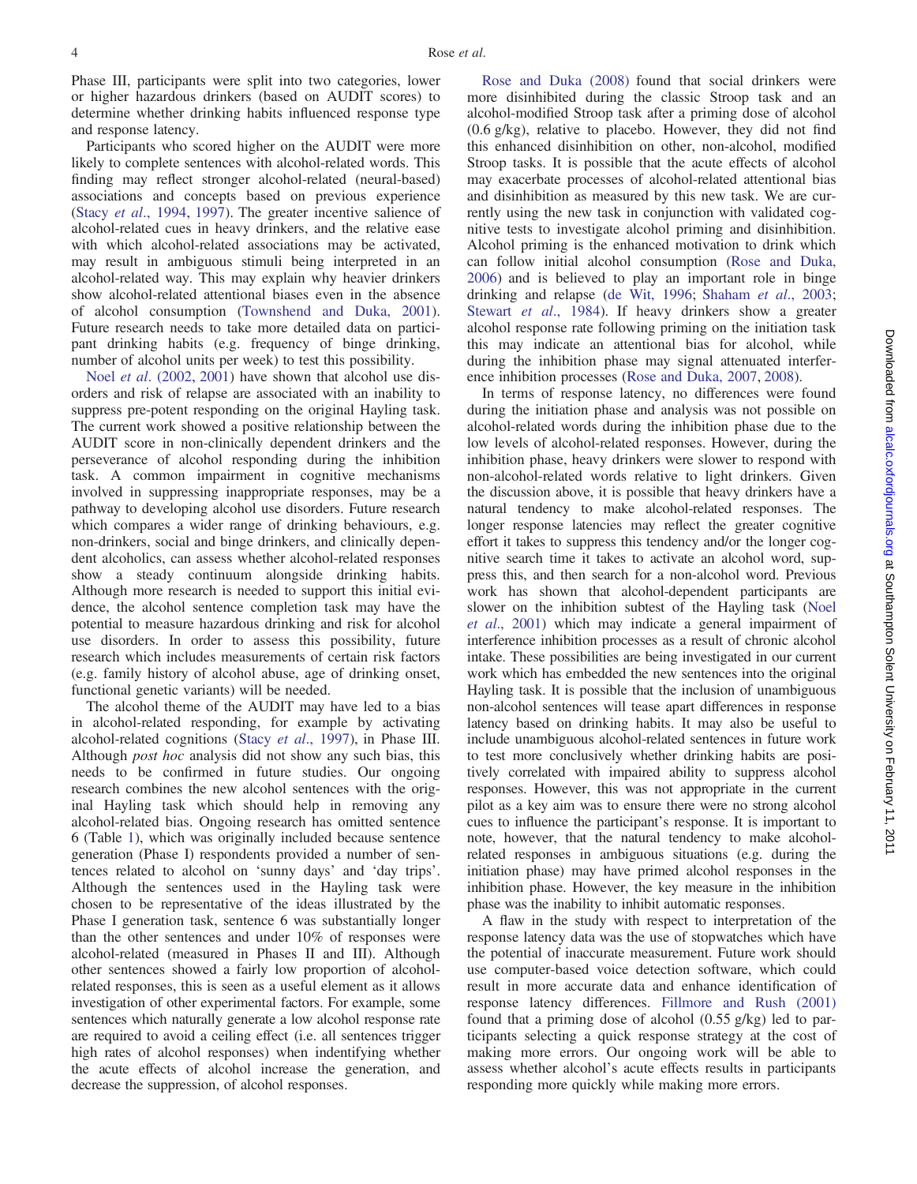Phase III, participants were split into two categories, lower or higher hazardous drinkers (based on AUDIT scores) to determine whether drinking habits influenced response type and response latency.

Participants who scored higher on the AUDIT were more likely to complete sentences with alcohol-related words. This finding may reflect stronger alcohol-related (neural-based) associations and concepts based on previous experience (Stacy *et al*., 1994, 1997). The greater incentive salience of alcohol-related cues in heavy drinkers, and the relative ease with which alcohol-related associations may be activated, may result in ambiguous stimuli being interpreted in an alcohol-related way. This may explain why heavier drinkers show alcohol-related attentional biases even in the absence of alcohol consumption (Townshend and Duka, 2001). Future research needs to take more detailed data on participant drinking habits (e.g. frequency of binge drinking, number of alcohol units per week) to test this possibility.

Noel *et al*. (2002, 2001) have shown that alcohol use disorders and risk of relapse are associated with an inability to suppress pre-potent responding on the original Hayling task. The current work showed a positive relationship between the AUDIT score in non-clinically dependent drinkers and the perseverance of alcohol responding during the inhibition task. A common impairment in cognitive mechanisms involved in suppressing inappropriate responses, may be a pathway to developing alcohol use disorders. Future research which compares a wider range of drinking behaviours, e.g. non-drinkers, social and binge drinkers, and clinically dependent alcoholics, can assess whether alcohol-related responses show a steady continuum alongside drinking habits. Although more research is needed to support this initial evidence, the alcohol sentence completion task may have the potential to measure hazardous drinking and risk for alcohol use disorders. In order to assess this possibility, future research which includes measurements of certain risk factors (e.g. family history of alcohol abuse, age of drinking onset, functional genetic variants) will be needed.

The alcohol theme of the AUDIT may have led to a bias in alcohol-related responding, for example by activating alcohol-related cognitions (Stacy *et al*., 1997), in Phase III. Although *post hoc* analysis did not show any such bias, this needs to be confirmed in future studies. Our ongoing research combines the new alcohol sentences with the original Hayling task which should help in removing any alcohol-related bias. Ongoing research has omitted sentence 6 (Table 1), which was originally included because sentence generation (Phase I) respondents provided a number of sentences related to alcohol on 'sunny days' and 'day trips'. Although the sentences used in the Hayling task were chosen to be representative of the ideas illustrated by the Phase I generation task, sentence 6 was substantially longer than the other sentences and under 10% of responses were alcohol-related (measured in Phases II and III). Although other sentences showed a fairly low proportion of alcohol-related responses, this is seen as a useful element as it allows investigation of other experimental factors. For example, some sentences which naturally generate a low alcohol response rate are required to avoid a ceiling effect (i.e. all sentences trigger high rates of alcohol responses) when indentifying whether the acute effects of alcohol increase the generation, and decrease the suppression, of alcohol responses.

Rose and Duka (2008) found that social drinkers were more disinhibited during the classic Stroop task and an alcohol-modified Stroop task after a priming dose of alcohol (0.6 g/kg), relative to placebo. However, they did not find this enhanced disinhibition on other, non-alcohol, modified Stroop tasks. It is possible that the acute effects of alcohol may exacerbate processes of alcohol-related attentional bias and disinhibition as measured by this new task. We are currently using the new task in conjunction with validated cognitive tests to investigate alcohol priming and disinhibition. Alcohol priming is the enhanced motivation to drink which can follow initial alcohol consumption (Rose and Duka, 2006) and is believed to play an important role in binge drinking and relapse (de Wit, 1996; Shaham *et al*., 2003; Stewart *et al*., 1984). If heavy drinkers show a greater alcohol response rate following priming on the initiation task this may indicate an attentional bias for alcohol, while during the inhibition phase may signal attenuated interference inhibition processes (Rose and Duka, 2007, 2008).

In terms of response latency, no differences were found during the initiation phase and analysis was not possible on alcohol-related words during the inhibition phase due to the low levels of alcohol-related responses. However, during the inhibition phase, heavy drinkers were slower to respond with non-alcohol-related words relative to light drinkers. Given the discussion above, it is possible that heavy drinkers have a natural tendency to make alcohol-related responses. The longer response latencies may reflect the greater cognitive effort it takes to suppress this tendency and/or the longer cognitive search time it takes to activate an alcohol word, suppress this, and then search for a non-alcohol word. Previous work has shown that alcohol-dependent participants are slower on the inhibition subtest of the Hayling task (Noel *et al*., 2001) which may indicate a general impairment of interference inhibition processes as a result of chronic alcohol intake. These possibilities are being investigated in our current work which has embedded the new sentences into the original Hayling task. It is possible that the inclusion of unambiguous non-alcohol sentences will tease apart differences in response latency based on drinking habits. It may also be useful to include unambiguous alcohol-related sentences in future work to test more conclusively whether drinking habits are positively correlated with impaired ability to suppress alcohol responses. However, this was not appropriate in the current pilot as a key aim was to ensure there were no strong alcohol cues to influence the participant's response. It is important to note, however, that the natural tendency to make alcohol-related responses in ambiguous situations (e.g. during the initiation phase) may have primed alcohol responses in the inhibition phase. However, the key measure in the inhibition phase was the inability to inhibit automatic responses.

A flaw in the study with respect to interpretation of the response latency data was the use of stopwatches which have the potential of inaccurate measurement. Future work should use computer-based voice detection software, which could result in more accurate data and enhance identification of response latency differences. Fillmore and Rush (2001) found that a priming dose of alcohol (0.55 g/kg) led to participants selecting a quick response strategy at the cost of making more errors. Our ongoing work will be able to assess whether alcohol's acute effects results in participants responding more quickly while making more errors.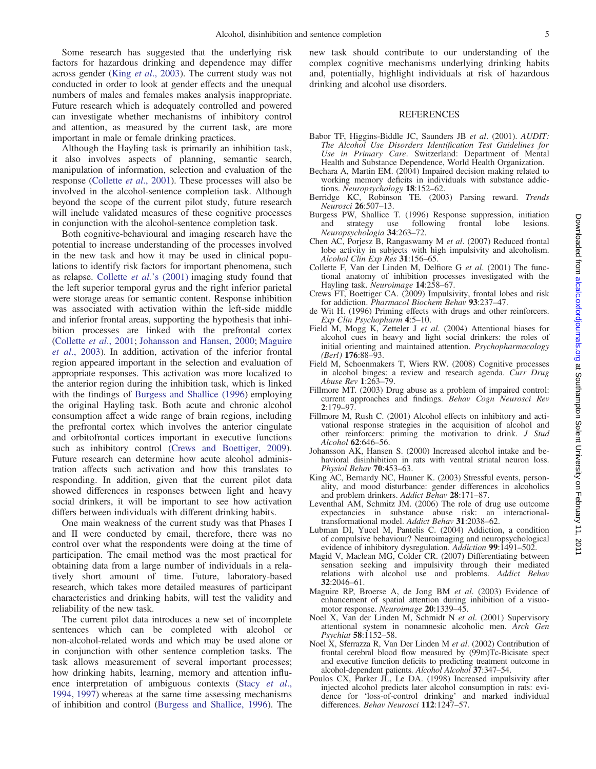Some research has suggested that the underlying risk factors for hazardous drinking and dependence may differ across gender (King *et al*., 2003). The current study was not conducted in order to look at gender effects and the unequal numbers of males and females makes analysis inappropriate. Future research which is adequately controlled and powered can investigate whether mechanisms of inhibitory control and attention, as measured by the current task, are more important in male or female drinking practices.

Although the Hayling task is primarily an inhibition task, it also involves aspects of planning, semantic search, manipulation of information, selection and evaluation of the response (Collette *et al*., 2001). These processes will also be involved in the alcohol-sentence completion task. Although beyond the scope of the current pilot study, future research will include validated measures of these cognitive processes in conjunction with the alcohol-sentence completion task.

Both cognitive-behavioural and imaging research have the potential to increase understanding of the processes involved in the new task and how it may be used in clinical populations to identify risk factors for important phenomena, such as relapse. Collette *et al*.'s (2001) imaging study found that the left superior temporal gyrus and the right inferior parietal were storage areas for semantic content. Response inhibition was associated with activation within the left-side middle and inferior frontal areas, supporting the hypothesis that inhibition processes are linked with the prefrontal cortex (Collette *et al*., 2001; Johansson and Hansen, 2000; Maguire *et al*., 2003). In addition, activation of the inferior frontal region appeared important in the selection and evaluation of appropriate responses. This activation was more localized to the anterior region during the inhibition task, which is linked with the findings of Burgess and Shallice (1996) employing the original Hayling task. Both acute and chronic alcohol consumption affect a wide range of brain regions, including the prefrontal cortex which involves the anterior cingulate and orbitofrontal cortices important in executive functions such as inhibitory control (Crews and Boettiger, 2009). Future research can determine how acute alcohol administration affects such activation and how this translates to responding. In addition, given that the current pilot data showed differences in responses between light and heavy social drinkers, it will be important to see how activation differs between individuals with different drinking habits.

One main weakness of the current study was that Phases I and II were conducted by email, therefore, there was no control over what the respondents were doing at the time of participation. The email method was the most practical for obtaining data from a large number of individuals in a relatively short amount of time. Future, laboratory-based research, which takes more detailed measures of participant characteristics and drinking habits, will test the validity and reliability of the new task.

The current pilot data introduces a new set of incomplete sentences which can be completed with alcohol or non-alcohol-related words and which may be used alone or in conjunction with other sentence completion tasks. The task allows measurement of several important processes; how drinking habits, learning, memory and attention influence interpretation of ambiguous contexts (Stacy *et al*., 1994, 1997) whereas at the same time assessing mechanisms of inhibition and control (Burgess and Shallice, 1996). The new task should contribute to our understanding of the complex cognitive mechanisms underlying drinking habits and, potentially, highlight individuals at risk of hazardous drinking and alcohol use disorders.

## REFERENCES

Babor TF, Higgins-Biddle JC, Saunders JB *et al*. (2001). *AUDIT: The Alcohol Use Disorders Identification Test Guidelines for Use in Primary Care*. Switzerland: Department of Mental Health and Substance Dependence, World Health Organization.

Bechara A, Martin EM. (2004) Impaired decision making related to working memory deficits in individuals with substance addictions. *Neuropsychology* **18**:152–62.

Berridge KC, Robinson TE. (2003) Parsing reward. *Trends Neurosci* **26**:507–13.

Burgess PW, Shallice T. (1996) Response suppression, initiation and strategy use following frontal lobe lesions. *Neuropsychologia* **34**:263–72.

Chen AC, Porjesz B, Rangaswamy M *et al*. (2007) Reduced frontal lobe activity in subjects with high impulsivity and alcoholism. *Alcohol Clin Exp Res* **31**:156–65.

Collette F, Van der Linden M, Delfiore G *et al*. (2001) The functional anatomy of inhibition processes investigated with the Hayling task. *Neuroimage* **14**:258–67.

Crews FT, Boettiger CA. (2009) Impulsivity, frontal lobes and risk for addiction. *Pharmacol Biochem Behav* **93**:237–47.

de Wit H. (1996) Priming effects with drugs and other reinforcers. *Exp Clin Psychopharm* **4**:5–10.

Field M, Mogg K, Zetteler J *et al*. (2004) Attentional biases for alcohol cues in heavy and light social drinkers: the roles of initial orienting and maintained attention. *Psychopharmacology (Berl)* **176**:88–93.

Field M, Schoenmakers T, Wiers RW. (2008) Cognitive processes in alcohol binges: a review and research agenda. *Curr Drug Abuse Rev* **1**:263–79.

Fillmore MT. (2003) Drug abuse as a problem of impaired control: current approaches and findings. *Behav Cogn Neurosci Rev* **2**:179–97.

Fillmore M, Rush C. (2001) Alcohol effects on inhibitory and activational response strategies in the acquisition of alcohol and other reinforcers: priming the motivation to drink. *J Stud Alcohol* **62**:646–56.

Johansson AK, Hansen S. (2000) Increased alcohol intake and behavioral disinhibition in rats with ventral striatal neuron loss. *Physiol Behav* **70**:453–63.

King AC, Bernardy NC, Hauner K. (2003) Stressful events, personality, and mood disturbance: gender differences in alcoholics and problem drinkers. *Addict Behav* **28**:171–87.

Leventhal AM, Schmitz JM. (2006) The role of drug use outcome expectancies in substance abuse risk: an interactional-transformational model. *Addict Behav* **31**:2038–62.

Lubman DI, Yucel M, Pantelis C. (2004) Addiction, a condition of compulsive behaviour? Neuroimaging and neuropsychological evidence of inhibitory dysregulation. *Addiction* **99**:1491–502.

Magid V, Maclean MG, Colder CR. (2007) Differentiating between sensation seeking and impulsivity through their mediated relations with alcohol use and problems. *Addict Behav* **32**:2046–61.

Maguire RP, Broerse A, de Jong BM *et al*. (2003) Evidence of enhancement of spatial attention during inhibition of a visuo-motor response. *Neuroimage* **20**:1339–45.

Noel X, Van der Linden M, Schmidt N *et al*. (2001) Supervisory attentional system in nonamnesic alcoholic men. *Arch Gen Psychiat* **58**:1152–58.

Noel X, Sferrazza R, Van Der Linden M *et al*. (2002) Contribution of frontal cerebral blood flow measured by (99m)Tc-Bicisate spect and executive function deficits to predicting treatment outcome in alcohol-dependent patients. *Alcohol Alcohol* **37**:347–54.

Poulos CX, Parker JL, Le DA. (1998) Increased impulsivity after injected alcohol predicts later alcohol consumption in rats: evidence for 'loss-of-control drinking' and marked individual differences. *Behav Neurosci* **112**:1247–57.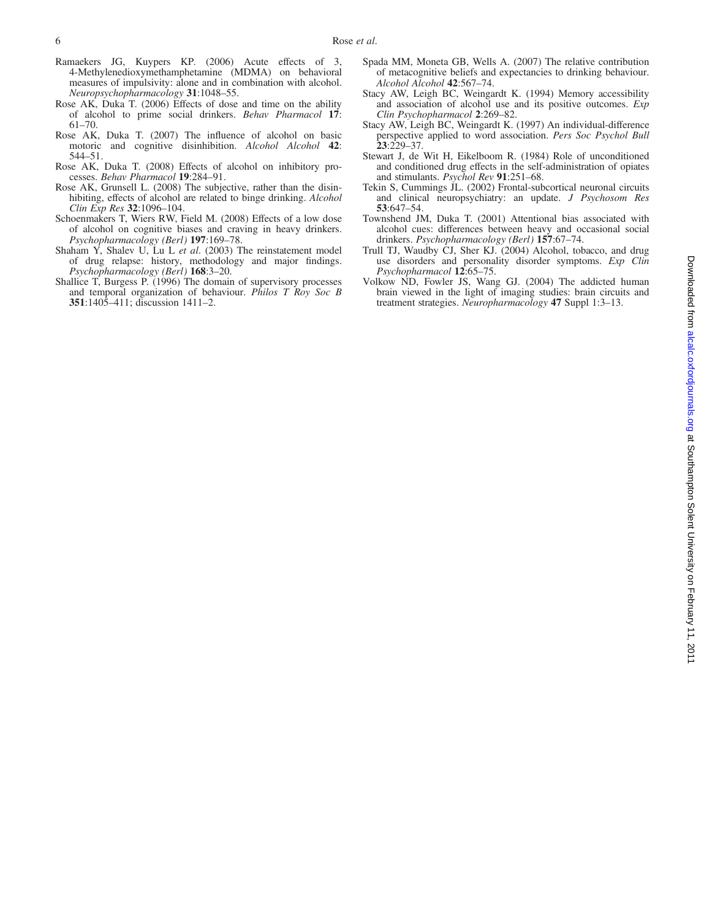Ramaekers JG, Kuypers KP. (2006) Acute effects of 3, 4-Methylenedioxymethamphetamine (MDMA) on behavioral measures of impulsivity: alone and in combination with alcohol. *Neuropsychopharmacology* **31**:1048–55.

Rose AK, Duka T. (2006) Effects of dose and time on the ability of alcohol to prime social drinkers. *Behav Pharmacol* **17**: 61–70.

Rose AK, Duka T. (2007) The influence of alcohol on basic motoric and cognitive disinhibition. *Alcohol Alcohol* **42**: 544–51.

Rose AK, Duka T. (2008) Effects of alcohol on inhibitory processes. *Behav Pharmacol* **19**:284–91.

Rose AK, Grunsell L. (2008) The subjective, rather than the disinhibiting, effects of alcohol are related to binge drinking. *Alcohol Clin Exp Res* **32**:1096–104.

Schoenmakers T, Wiers RW, Field M. (2008) Effects of a low dose of alcohol on cognitive biases and craving in heavy drinkers. *Psychopharmacology (Berl)* **197**:169–78.

Shaham Y, Shalev U, Lu L *et al*. (2003) The reinstatement model of drug relapse: history, methodology and major findings. *Psychopharmacology (Berl)* **168**:3–20.

Shallice T, Burgess P. (1996) The domain of supervisory processes and temporal organization of behaviour. *Philos T Roy Soc B* **351**:1405–411; discussion 1411–2.

Spada MM, Moneta GB, Wells A. (2007) The relative contribution of metacognitive beliefs and expectancies to drinking behaviour. *Alcohol Alcohol* **42**:567–74.

Stacy AW, Leigh BC, Weingardt K. (1994) Memory accessibility and association of alcohol use and its positive outcomes. *Exp Clin Psychopharmacol* **2**:269–82.

Stacy AW, Leigh BC, Weingardt K. (1997) An individual-difference perspective applied to word association. *Pers Soc Psychol Bull* **23**:229–37.

Stewart J, de Wit H, Eikelboom R. (1984) Role of unconditioned and conditioned drug effects in the self-administration of opiates and stimulants. *Psychol Rev* **91**:251–68.

Tekin S, Cummings JL. (2002) Frontal-subcortical neuronal circuits and clinical neuropsychiatry: an update. *J Psychosom Res* **53**:647–54.

Townshend JM, Duka T. (2001) Attentional bias associated with alcohol cues: differences between heavy and occasional social drinkers. *Psychopharmacology (Berl)* **157**:67–74.

Trull TJ, Waudby CJ, Sher KJ. (2004) Alcohol, tobacco, and drug use disorders and personality disorder symptoms. *Exp Clin Psychopharmacol* **12**:65–75.

Volkow ND, Fowler JS, Wang GJ. (2004) The addicted human brain viewed in the light of imaging studies: brain circuits and treatment strategies. *Neuropharmacology* **47** Suppl 1:3–13.